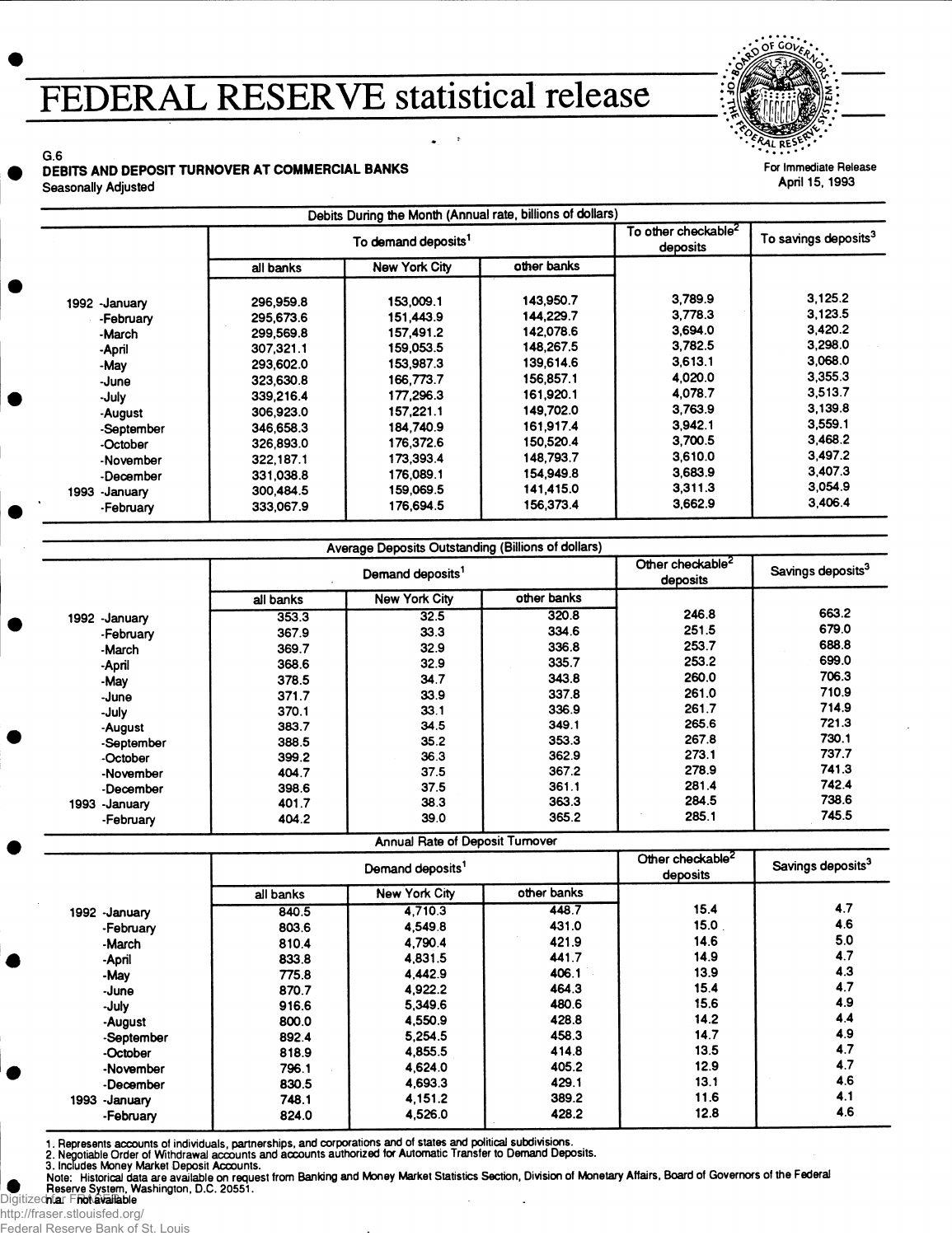# FEDERAL RESERVE statistical release

G.6
**DEBITS AND DEPOSIT TURNOVER AT COMMERCIAL BANKS**
Seasonally Adjusted

For Immediate Release
April 15, 1993

**Debits During the Month (Annual rate, billions of dollars)**

| | To demand deposits[1] | | | To other checkable[2] deposits | To savings deposits[3] |
|---|---|---|---|---|---|
| | all banks | New York City | other banks | | |
| 1992 -January | 296,959.8 | 153,009.1 | 143,950.7 | 3,789.9 | 3,125.2 |
| -February | 295,673.6 | 151,443.9 | 144,229.7 | 3,778.3 | 3,123.5 |
| -March | 299,569.8 | 157,491.2 | 142,078.6 | 3,694.0 | 3,420.2 |
| -April | 307,321.1 | 159,053.5 | 148,267.5 | 3,782.5 | 3,298.0 |
| -May | 293,602.0 | 153,987.3 | 139,614.6 | 3,613.1 | 3,068.0 |
| -June | 323,630.8 | 166,773.7 | 156,857.1 | 4,020.0 | 3,355.3 |
| -July | 339,216.4 | 177,296.3 | 161,920.1 | 4,078.7 | 3,513.7 |
| -August | 306,923.0 | 157,221.1 | 149,702.0 | 3,763.9 | 3,139.8 |
| -September | 346,658.3 | 184,740.9 | 161,917.4 | 3,942.1 | 3,559.1 |
| -October | 326,893.0 | 176,372.6 | 150,520.4 | 3,700.5 | 3,468.2 |
| -November | 322,187.1 | 173,393.4 | 148,793.7 | 3,610.0 | 3,497.2 |
| -December | 331,038.8 | 176,089.1 | 154,949.8 | 3,683.9 | 3,407.3 |
| 1993 -January | 300,484.5 | 159,069.5 | 141,415.0 | 3,311.3 | 3,054.9 |
| -February | 333,067.9 | 176,694.5 | 156,373.4 | 3,662.9 | 3,406.4 |

**Average Deposits Outstanding (Billions of dollars)**

| | Demand deposits[1] | | | Other checkable[2] deposits | Savings deposits[3] |
|---|---|---|---|---|---|
| | all banks | New York City | other banks | | |
| 1992 -January | 353.3 | 32.5 | 320.8 | 246.8 | 663.2 |
| -February | 367.9 | 33.3 | 334.6 | 251.5 | 679.0 |
| -March | 369.7 | 32.9 | 336.8 | 253.7 | 688.8 |
| -April | 368.6 | 32.9 | 335.7 | 253.2 | 699.0 |
| -May | 378.5 | 34.7 | 343.8 | 260.0 | 706.3 |
| -June | 371.7 | 33.9 | 337.8 | 261.0 | 710.9 |
| -July | 370.1 | 33.1 | 336.9 | 261.7 | 714.9 |
| -August | 383.7 | 34.5 | 349.1 | 265.6 | 721.3 |
| -September | 388.5 | 35.2 | 353.3 | 267.8 | 730.1 |
| -October | 399.2 | 36.3 | 362.9 | 273.1 | 737.7 |
| -November | 404.7 | 37.5 | 367.2 | 278.9 | 741.3 |
| -December | 398.6 | 37.5 | 361.1 | 281.4 | 742.4 |
| 1993 -January | 401.7 | 38.3 | 363.3 | 284.5 | 738.6 |
| -February | 404.2 | 39.0 | 365.2 | 285.1 | 745.5 |

**Annual Rate of Deposit Turnover**

| | Demand deposits[1] | | | Other checkable[2] deposits | Savings deposits[3] |
|---|---|---|---|---|---|
| | all banks | New York City | other banks | | |
| 1992 -January | 840.5 | 4,710.3 | 448.7 | 15.4 | 4.7 |
| -February | 803.6 | 4,549.8 | 431.0 | 15.0 | 4.6 |
| -March | 810.4 | 4,790.4 | 421.9 | 14.6 | 5.0 |
| -April | 833.8 | 4,831.5 | 441.7 | 14.9 | 4.7 |
| -May | 775.8 | 4,442.9 | 406.1 | 13.9 | 4.3 |
| -June | 870.7 | 4,922.2 | 464.3 | 15.4 | 4.7 |
| -July | 916.6 | 5,349.6 | 480.6 | 15.6 | 4.9 |
| -August | 800.0 | 4,550.9 | 428.8 | 14.2 | 4.4 |
| -September | 892.4 | 5,254.5 | 458.3 | 14.7 | 4.9 |
| -October | 818.9 | 4,855.5 | 414.8 | 13.5 | 4.7 |
| -November | 796.1 | 4,624.0 | 405.2 | 12.9 | 4.7 |
| -December | 830.5 | 4,693.3 | 429.1 | 13.1 | 4.6 |
| 1993 -January | 748.1 | 4,151.2 | 389.2 | 11.6 | 4.1 |
| -February | 824.0 | 4,526.0 | 428.2 | 12.8 | 4.6 |

1. Represents accounts of individuals, partnerships, and corporations and of states and political subdivisions.
2. Negotiable Order of Withdrawal accounts and accounts authorized for Automatic Transfer to Demand Deposits.
3. Includes Money Market Deposit Accounts.

Note: Historical data are available on request from Banking and Money Market Statistics Section, Division of Monetary Affairs, Board of Governors of the Federal Reserve System, Washington, D.C. 20551.

n.a. not available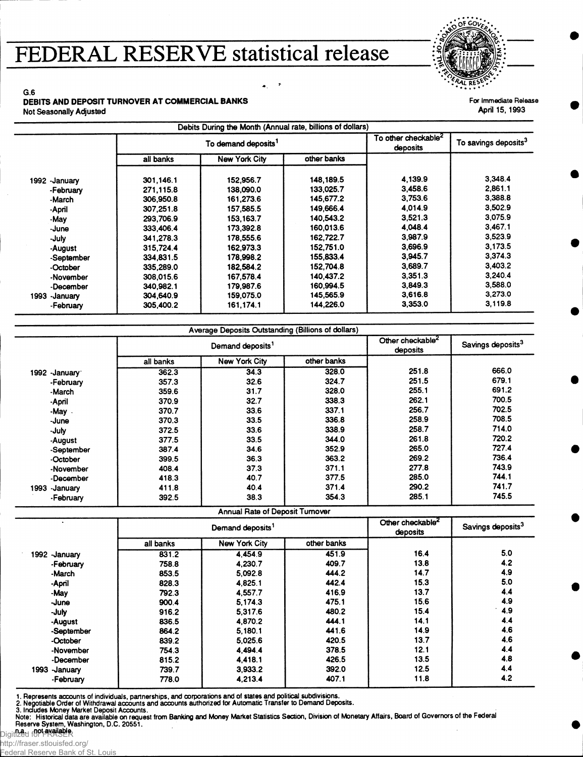# FEDERAL RESERVE statistical release

G.6

**DEBITS AND DEPOSIT TURNOVER AT COMMERCIAL BANKS**

Not Seasonally Adjusted

For Immediate Release
April 15, 1993

Debits During the Month (Annual rate, billions of dollars)

| | To demand deposits[1] | | | To other checkable[2] deposits | To savings deposits[3] |
|---|---|---|---|---|---|
| | all banks | New York City | other banks | | |
| 1992 -January | 301,146.1 | 152,956.7 | 148,189.5 | 4,139.9 | 3,348.4 |
| -February | 271,115.8 | 138,090.0 | 133,025.7 | 3,458.6 | 2,861.1 |
| -March | 306,950.8 | 161,273.6 | 145,677.2 | 3,753.6 | 3,388.8 |
| -April | 307,251.8 | 157,585.5 | 149,666.4 | 4,014.9 | 3,502.9 |
| -May | 293,706.9 | 153,163.7 | 140,543.2 | 3,521.3 | 3,075.9 |
| -June | 333,406.4 | 173,392.8 | 160,013.6 | 4,048.4 | 3,467.1 |
| -July | 341,278.3 | 178,555.6 | 162,722.7 | 3,987.9 | 3,523.9 |
| -August | 315,724.4 | 162,973.3 | 152,751.0 | 3,696.9 | 3,173.5 |
| -September | 334,831.5 | 178,998.2 | 155,833.4 | 3,945.7 | 3,374.3 |
| -October | 335,289.0 | 182,584.2 | 152,704.8 | 3,689.7 | 3,403.2 |
| -November | 308,015.6 | 167,578.4 | 140,437.2 | 3,351.3 | 3,240.4 |
| -December | 340,982.1 | 179,987.6 | 160,994.5 | 3,849.3 | 3,588.0 |
| 1993 -January | 304,640.9 | 159,075.0 | 145,565.9 | 3,616.8 | 3,273.0 |
| -February | 305,400.2 | 161,174.1 | 144,226.0 | 3,353.0 | 3,119.8 |

Average Deposits Outstanding (Billions of dollars)

| | Demand deposits[1] | | | Other checkable[2] deposits | Savings deposits[3] |
|---|---|---|---|---|---|
| | all banks | New York City | other banks | | |
| 1992 -January | 362.3 | 34.3 | 328.0 | 251.8 | 666.0 |
| -February | 357.3 | 32.6 | 324.7 | 251.5 | 679.1 |
| -March | 359.6 | 31.7 | 328.0 | 255.1 | 691.2 |
| -April | 370.9 | 32.7 | 338.3 | 262.1 | 700.5 |
| -May | 370.7 | 33.6 | 337.1 | 256.7 | 702.5 |
| -June | 370.3 | 33.5 | 336.8 | 258.9 | 708.5 |
| -July | 372.5 | 33.6 | 338.9 | 258.7 | 714.0 |
| -August | 377.5 | 33.5 | 344.0 | 261.8 | 720.2 |
| -September | 387.4 | 34.6 | 352.9 | 265.0 | 727.4 |
| -October | 399.5 | 36.3 | 363.2 | 269.2 | 736.4 |
| -November | 408.4 | 37.3 | 371.1 | 277.8 | 743.9 |
| -December | 418.3 | 40.7 | 377.5 | 285.0 | 744.1 |
| 1993 -January | 411.8 | 40.4 | 371.4 | 290.2 | 741.7 |
| -February | 392.5 | 38.3 | 354.3 | 285.1 | 745.5 |

Annual Rate of Deposit Turnover

| | Demand deposits[1] | | | Other checkable[2] deposits | Savings deposits[3] |
|---|---|---|---|---|---|
| | all banks | New York City | other banks | | |
| 1992 -January | 831.2 | 4,454.9 | 451.9 | 16.4 | 5.0 |
| -February | 758.8 | 4,230.7 | 409.7 | 13.8 | 4.2 |
| -March | 853.5 | 5,092.8 | 444.2 | 14.7 | 4.9 |
| -April | 828.3 | 4,825.1 | 442.4 | 15.3 | 5.0 |
| -May | 792.3 | 4,557.7 | 416.9 | 13.7 | 4.4 |
| -June | 900.4 | 5,174.3 | 475.1 | 15.6 | 4.9 |
| -July | 916.2 | 5,317.6 | 480.2 | 15.4 | 4.9 |
| -August | 836.5 | 4,870.2 | 444.1 | 14.1 | 4.4 |
| -September | 864.2 | 5,180.1 | 441.6 | 14.9 | 4.6 |
| -October | 839.2 | 5,025.6 | 420.5 | 13.7 | 4.6 |
| -November | 754.3 | 4,494.4 | 378.5 | 12.1 | 4.4 |
| -December | 815.2 | 4,418.1 | 426.5 | 13.5 | 4.8 |
| 1993 -January | 739.7 | 3,933.2 | 392.0 | 12.5 | 4.4 |
| -February | 778.0 | 4,213.4 | 407.1 | 11.8 | 4.2 |

1. Represents accounts of individuals, partnerships, and corporations and of states and political subdivisions.
2. Negotiable Order of Withdrawal accounts and accounts authorized for Automatic Transfer to Demand Deposits.
3. Includes Money Market Deposit Accounts.

Note: Historical data are available on request from Banking and Money Market Statistics Section, Division of Monetary Affairs, Board of Governors of the Federal Reserve System, Washington, D.C. 20551.

n.a. not available